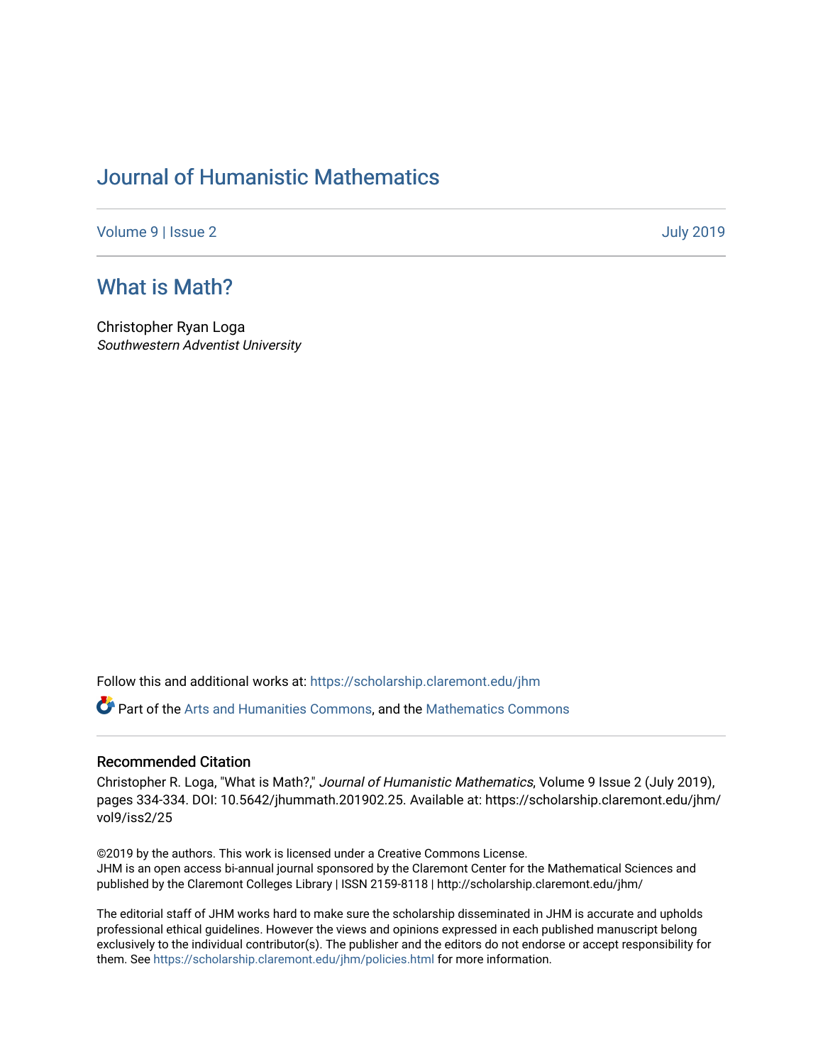# Journal of Humanistic Mathematics

Volume 9 | Issue 2 July 2019

## What is Math?

Christopher Ryan Loga
*Southwestern Adventist University*

Follow this and additional works at: https://scholarship.claremont.edu/jhm

Part of the Arts and Humanities Commons, and the Mathematics Commons

### Recommended Citation

Christopher R. Loga, "What is Math?," *Journal of Humanistic Mathematics*, Volume 9 Issue 2 (July 2019), pages 334-334. DOI: 10.5642/jhummath.201902.25. Available at: https://scholarship.claremont.edu/jhm/vol9/iss2/25

©2019 by the authors. This work is licensed under a Creative Commons License.
JHM is an open access bi-annual journal sponsored by the Claremont Center for the Mathematical Sciences and published by the Claremont Colleges Library | ISSN 2159-8118 | http://scholarship.claremont.edu/jhm/

The editorial staff of JHM works hard to make sure the scholarship disseminated in JHM is accurate and upholds professional ethical guidelines. However the views and opinions expressed in each published manuscript belong exclusively to the individual contributor(s). The publisher and the editors do not endorse or accept responsibility for them. See https://scholarship.claremont.edu/jhm/policies.html for more information.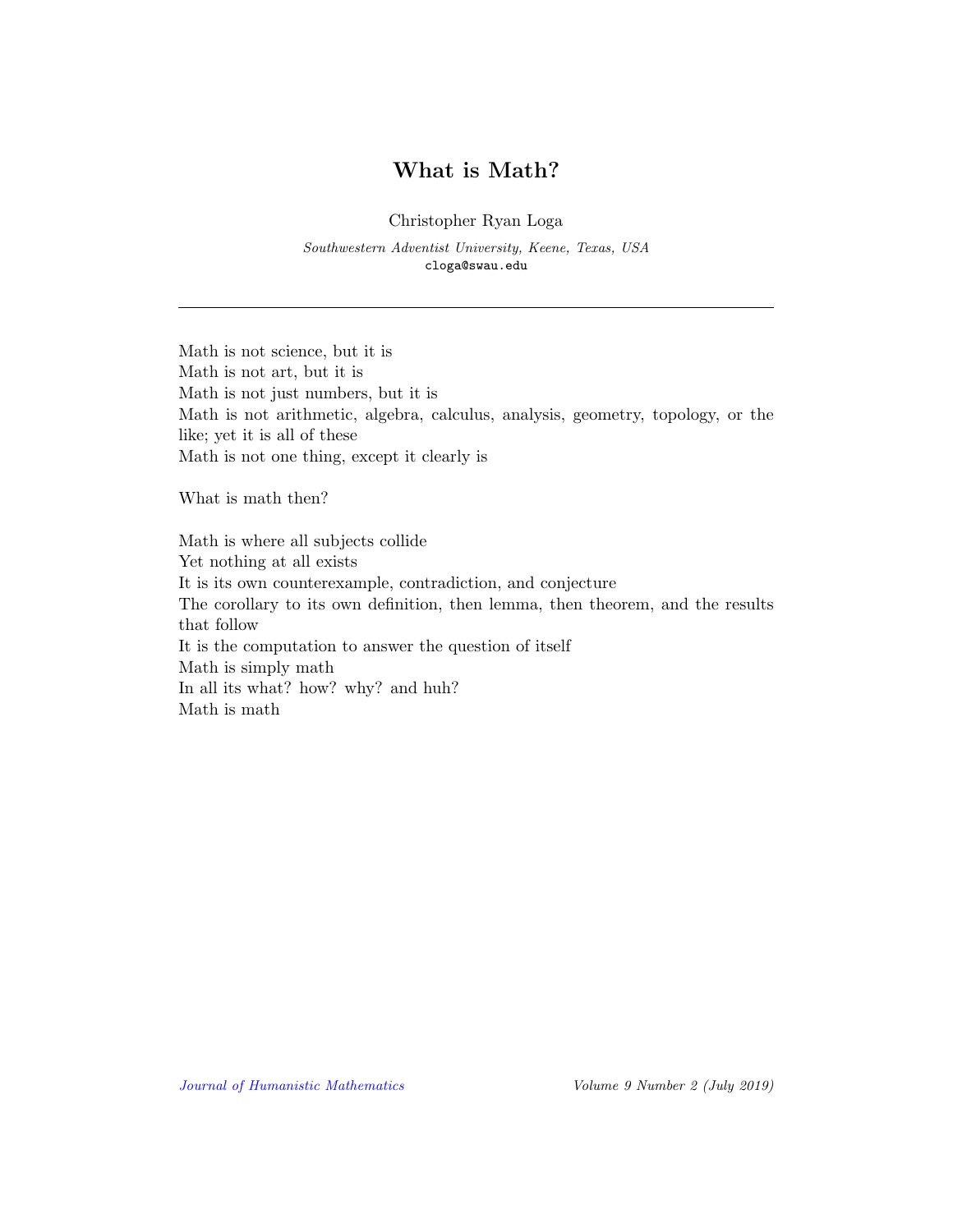# What is Math?

Christopher Ryan Loga

*Southwestern Adventist University, Keene, Texas, USA*
cloga@swau.edu

---

Math is not science, but it is
Math is not art, but it is
Math is not just numbers, but it is
Math is not arithmetic, algebra, calculus, analysis, geometry, topology, or the like; yet it is all of these
Math is not one thing, except it clearly is

What is math then?

Math is where all subjects collide
Yet nothing at all exists
It is its own counterexample, contradiction, and conjecture
The corollary to its own definition, then lemma, then theorem, and the results that follow
It is the computation to answer the question of itself
Math is simply math
In all its what? how? why? and huh?
Math is math